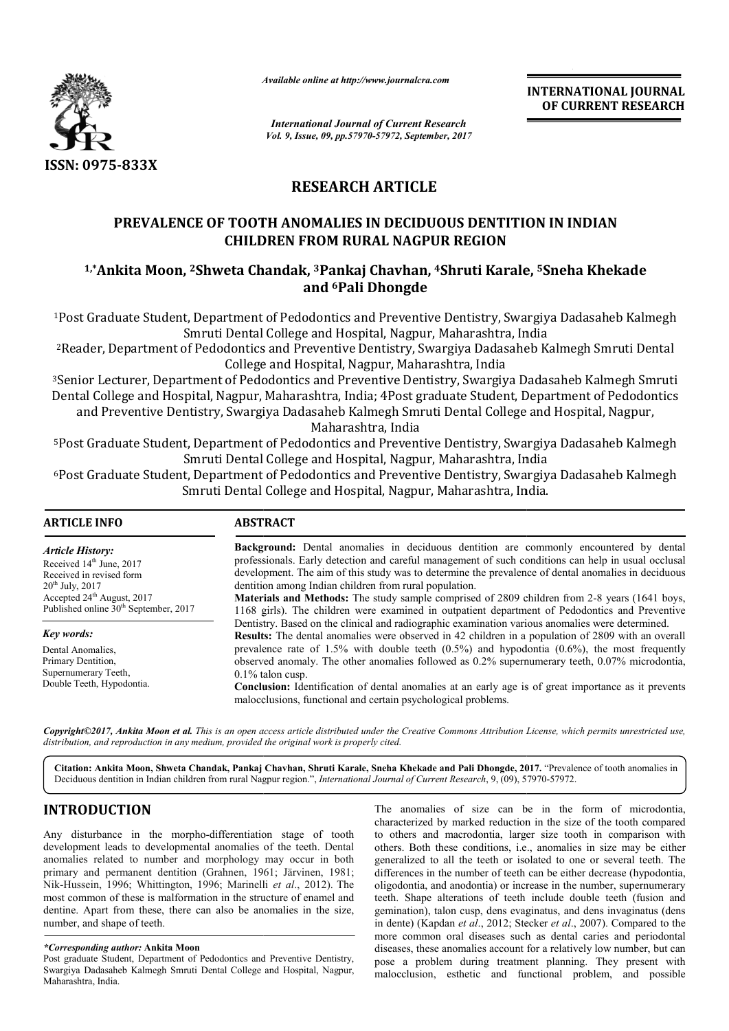# RESEARCH ARTICLE

## PREVALENCE OF TOOTH ANOMALIES IN DECIDUOUS DENTITION IN INDIAN CHILDREN FROM RURAL NAGPUR REGION

### [1,*]Ankita Moon, [2]Shweta Chandak, [3]Pankaj Chavhan, [4]Shruti Karale, [5]Sneha Khekade and [6]Pali Dhongde

[1]Post Graduate Student, Department of Pedodontics and Preventive Dentistry, Swargiya Dadasaheb Kalmegh Smruti Dental College and Hospital, Nagpur, Maharashtra, India

[2]Reader, Department of Pedodontics and Preventive Dentistry, Swargiya Dadasaheb Kalmegh Smruti Dental College and Hospital, Nagpur, Maharashtra, India

[3]Senior Lecturer, Department of Pedodontics and Preventive Dentistry, Swargiya Dadasaheb Kalmegh Smruti Dental College and Hospital, Nagpur, Maharashtra, India; 4Post graduate Student, Department of Pedodontics and Preventive Dentistry, Swargiya Dadasaheb Kalmegh Smruti Dental College and Hospital, Nagpur, Maharashtra, India

[5]Post Graduate Student, Department of Pedodontics and Preventive Dentistry, Swargiya Dadasaheb Kalmegh Smruti Dental College and Hospital, Nagpur, Maharashtra, India

[6]Post Graduate Student, Department of Pedodontics and Preventive Dentistry, Swargiya Dadasaheb Kalmegh Smruti Dental College and Hospital, Nagpur, Maharashtra, India.

**ARTICLE INFO**

*Article History:*

Received 14th June, 2017
Received in revised form 20th July, 2017
Accepted 24th August, 2017
Published online 30th September, 2017

*Key words:*

Dental Anomalies,
Primary Dentition,
Supernumerary Teeth,
Double Teeth, Hypodontia.

**ABSTRACT**

**Background:** Dental anomalies in deciduous dentition are commonly encountered by dental professionals. Early detection and careful management of such conditions can help in usual occlusal development. The aim of this study was to determine the prevalence of dental anomalies in deciduous dentition among Indian children from rural population.

**Materials and Methods:** The study sample comprised of 2809 children from 2-8 years (1641 boys, 1168 girls). The children were examined in outpatient department of Pedodontics and Preventive Dentistry. Based on the clinical and radiographic examination various anomalies were determined.

**Results:** The dental anomalies were observed in 42 children in a population of 2809 with an overall prevalence rate of 1.5% with double teeth (0.5%) and hypodontia (0.6%), the most frequently observed anomaly. The other anomalies followed as 0.2% supernumerary teeth, 0.07% microdontia, 0.1% talon cusp.

**Conclusion:** Identification of dental anomalies at an early age is of great importance as it prevents malocclusions, functional and certain psychological problems.

*Copyright©2017, Ankita Moon et al. This is an open access article distributed under the Creative Commons Attribution License, which permits unrestricted use, distribution, and reproduction in any medium, provided the original work is properly cited.*

**Citation: Ankita Moon, Shweta Chandak, Pankaj Chavhan, Shruti Karale, Sneha Khekade and Pali Dhongde, 2017.** "Prevalence of tooth anomalies in Deciduous dentition in Indian children from rural Nagpur region.", *International Journal of Current Research*, 9, (09), 57970-57972.

## INTRODUCTION

Any disturbance in the morpho-differentiation stage of tooth development leads to developmental anomalies of the teeth. Dental anomalies related to number and morphology may occur in both primary and permanent dentition (Grahnen, 1961; Järvinen, 1981; Nik-Hussein, 1996; Whittington, 1996; Marinelli *et al*., 2012). The most common of these is malformation in the structure of enamel and dentine. Apart from these, there can also be anomalies in the size, number, and shape of teeth.

The anomalies of size can be in the form of microdontia, characterized by marked reduction in the size of the tooth compared to others and macrodontia, larger size tooth in comparison with others. Both these conditions, i.e., anomalies in size may be either generalized to all the teeth or isolated to one or several teeth. The differences in the number of teeth can be either decrease (hypodontia, oligodontia, and anodontia) or increase in the number, supernumerary teeth. Shape alterations of teeth include double teeth (fusion and gemination), talon cusp, dens evaginatus, and dens invaginatus (dens in dente) (Kapdan *et al*., 2012; Stecker *et al*., 2007). Compared to the more common oral diseases such as dental caries and periodontal diseases, these anomalies account for a relatively low number, but can pose a problem during treatment planning. They present with malocclusion, esthetic and functional problem, and possible

*\*Corresponding author:* **Ankita Moon**
Post graduate Student, Department of Pedodontics and Preventive Dentistry, Swargiya Dadasaheb Kalmegh Smruti Dental College and Hospital, Nagpur, Maharashtra, India.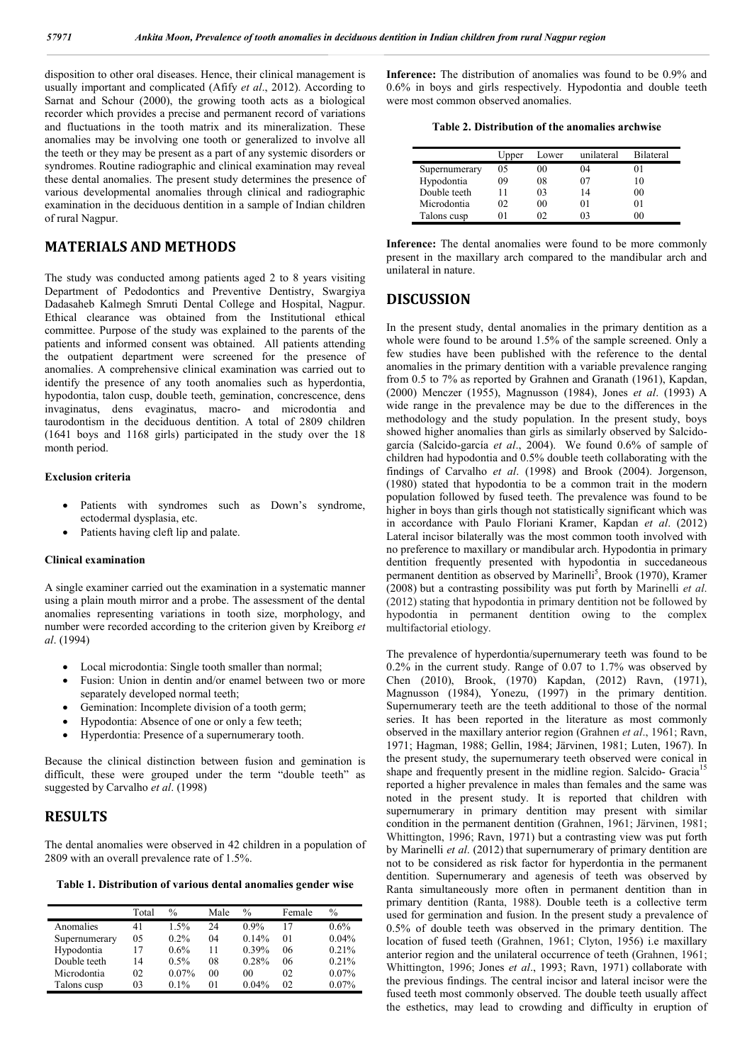disposition to other oral diseases. Hence, their clinical management is usually important and complicated (Afify *et al*., 2012). According to Sarnat and Schour (2000), the growing tooth acts as a biological recorder which provides a precise and permanent record of variations and fluctuations in the tooth matrix and its mineralization. These anomalies may be involving one tooth or generalized to involve all the teeth or they may be present as a part of any systemic disorders or syndromes. Routine radiographic and clinical examination may reveal these dental anomalies. The present study determines the presence of various developmental anomalies through clinical and radiographic examination in the deciduous dentition in a sample of Indian children of rural Nagpur.

## MATERIALS AND METHODS

The study was conducted among patients aged 2 to 8 years visiting Department of Pedodontics and Preventive Dentistry, Swargiya Dadasaheb Kalmegh Smruti Dental College and Hospital, Nagpur. Ethical clearance was obtained from the Institutional ethical committee. Purpose of the study was explained to the parents of the patients and informed consent was obtained. All patients attending the outpatient department were screened for the presence of anomalies. A comprehensive clinical examination was carried out to identify the presence of any tooth anomalies such as hyperdontia, hypodontia, talon cusp, double teeth, gemination, concrescence, dens invaginatus, dens evaginatus, macro- and microdontia and taurodontism in the deciduous dentition. A total of 2809 children (1641 boys and 1168 girls) participated in the study over the 18 month period.

### Exclusion criteria

- Patients with syndromes such as Down's syndrome, ectodermal dysplasia, etc.
- Patients having cleft lip and palate.

### Clinical examination

A single examiner carried out the examination in a systematic manner using a plain mouth mirror and a probe. The assessment of the dental anomalies representing variations in tooth size, morphology, and number were recorded according to the criterion given by Kreiborg *et al*. (1994)

- Local microdontia: Single tooth smaller than normal;
- Fusion: Union in dentin and/or enamel between two or more separately developed normal teeth;
- Gemination: Incomplete division of a tooth germ;
- Hypodontia: Absence of one or only a few teeth;
- Hyperdontia: Presence of a supernumerary tooth.

Because the clinical distinction between fusion and gemination is difficult, these were grouped under the term "double teeth" as suggested by Carvalho *et al*. (1998)

## RESULTS

The dental anomalies were observed in 42 children in a population of 2809 with an overall prevalence rate of 1.5%.

**Table 1. Distribution of various dental anomalies gender wise**

| | Total | % | Male | % | Female | % |
|---|---|---|---|---|---|---|
| Anomalies | 41 | 1.5% | 24 | 0.9% | 17 | 0.6% |
| Supernumerary | 05 | 0.2% | 04 | 0.14% | 01 | 0.04% |
| Hypodontia | 17 | 0.6% | 11 | 0.39% | 06 | 0.21% |
| Double teeth | 14 | 0.5% | 08 | 0.28% | 06 | 0.21% |
| Microdontia | 02 | 0.07% | 00 | 00 | 02 | 0.07% |
| Talons cusp | 03 | 0.1% | 01 | 0.04% | 02 | 0.07% |

**Inference:** The distribution of anomalies was found to be 0.9% and 0.6% in boys and girls respectively. Hypodontia and double teeth were most common observed anomalies.

**Table 2. Distribution of the anomalies archwise**

| | Upper | Lower | unilateral | Bilateral |
|---|---|---|---|---|
| Supernumerary | 05 | 00 | 04 | 01 |
| Hypodontia | 09 | 08 | 07 | 10 |
| Double teeth | 11 | 03 | 14 | 00 |
| Microdontia | 02 | 00 | 01 | 01 |
| Talons cusp | 01 | 02 | 03 | 00 |

**Inference:** The dental anomalies were found to be more commonly present in the maxillary arch compared to the mandibular arch and unilateral in nature.

## DISCUSSION

In the present study, dental anomalies in the primary dentition as a whole were found to be around 1.5% of the sample screened. Only a few studies have been published with the reference to the dental anomalies in the primary dentition with a variable prevalence ranging from 0.5 to 7% as reported by Grahnen and Granath (1961), Kapdan, (2000) Menczer (1955), Magnusson (1984), Jones *et al*. (1993) A wide range in the prevalence may be due to the differences in the methodology and the study population. In the present study, boys showed higher anomalies than girls as similarly observed by Salcido-garcía (Salcido-garcía *et al*., 2004). We found 0.6% of sample of children had hypodontia and 0.5% double teeth collaborating with the findings of Carvalho *et al*. (1998) and Brook (2004). Jorgenson, (1980) stated that hypodontia to be a common trait in the modern population followed by fused teeth. The prevalence was found to be higher in boys than girls though not statistically significant which was in accordance with Paulo Floriani Kramer, Kapdan *et al*. (2012) Lateral incisor bilaterally was the most common tooth involved with no preference to maxillary or mandibular arch. Hypodontia in primary dentition frequently presented with hypodontia in succedaneous permanent dentition as observed by Marinelli[5], Brook (1970), Kramer (2008) but a contrasting possibility was put forth by Marinelli *et al*. (2012) stating that hypodontia in primary dentition not be followed by hypodontia in permanent dentition owing to the complex multifactorial etiology.

The prevalence of hyperdontia/supernumerary teeth was found to be 0.2% in the current study. Range of 0.07 to 1.7% was observed by Chen (2010), Brook, (1970) Kapdan, (2012) Ravn, (1971), Magnusson (1984), Yonezu, (1997) in the primary dentition. Supernumerary teeth are the teeth additional to those of the normal series. It has been reported in the literature as most commonly observed in the maxillary anterior region (Grahnen *et al*., 1961; Ravn, 1971; Hagman, 1988; Gellin, 1984; Järvinen, 1981; Luten, 1967). In the present study, the supernumerary teeth observed were conical in shape and frequently present in the midline region. Salcido- Gracia[15] reported a higher prevalence in males than females and the same was noted in the present study. It is reported that children with supernumerary in primary dentition may present with similar condition in the permanent dentition (Grahnen, 1961; Järvinen, 1981; Whittington, 1996; Ravn, 1971) but a contrasting view was put forth by Marinelli *et al*. (2012) that supernumerary of primary dentition are not to be considered as risk factor for hyperdontia in the permanent dentition. Supernumerary and agenesis of teeth was observed by Ranta simultaneously more often in permanent dentition than in primary dentition (Ranta, 1988). Double teeth is a collective term used for germination and fusion. In the present study a prevalence of 0.5% of double teeth was observed in the primary dentition. The location of fused teeth (Grahnen, 1961; Clyton, 1956) i.e maxillary anterior region and the unilateral occurrence of teeth (Grahnen, 1961; Whittington, 1996; Jones *et al*., 1993; Ravn, 1971) collaborate with the previous findings. The central incisor and lateral incisor were the fused teeth most commonly observed. The double teeth usually affect the esthetics, may lead to crowding and difficulty in eruption of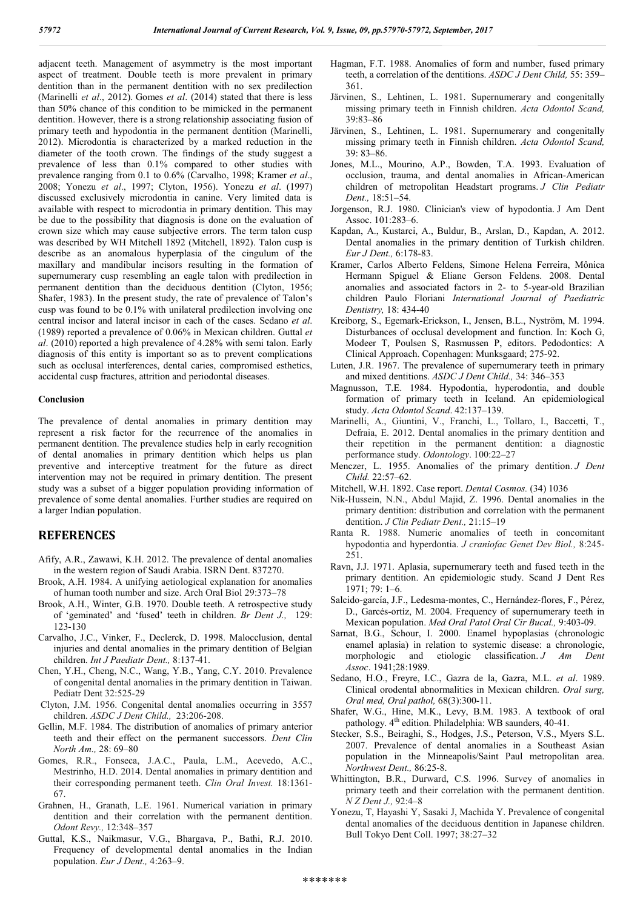adjacent teeth. Management of asymmetry is the most important aspect of treatment. Double teeth is more prevalent in primary dentition than in the permanent dentition with no sex predilection (Marinelli *et al*., 2012). Gomes *et al*. (2014) stated that there is less than 50% chance of this condition to be mimicked in the permanent dentition. However, there is a strong relationship associating fusion of primary teeth and hypodontia in the permanent dentition (Marinelli, 2012). Microdontia is characterized by a marked reduction in the diameter of the tooth crown. The findings of the study suggest a prevalence of less than 0.1% compared to other studies with prevalence ranging from 0.1 to 0.6% (Carvalho, 1998; Kramer *et al*., 2008; Yonezu *et al*., 1997; Clyton, 1956). Yonezu *et al*. (1997) discussed exclusively microdontia in canine. Very limited data is available with respect to microdontia in primary dentition. This may be due to the possibility that diagnosis is done on the evaluation of crown size which may cause subjective errors. The term talon cusp was described by WH Mitchell 1892 (Mitchell, 1892). Talon cusp is describe as an anomalous hyperplasia of the cingulum of the maxillary and mandibular incisors resulting in the formation of supernumerary cusp resembling an eagle talon with predilection in permanent dentition than the deciduous dentition (Clyton, 1956; Shafer, 1983). In the present study, the rate of prevalence of Talon's cusp was found to be 0.1% with unilateral predilection involving one central incisor and lateral incisor in each of the cases. Sedano *et al*. (1989) reported a prevalence of 0.06% in Mexican children. Guttal *et al*. (2010) reported a high prevalence of 4.28% with semi talon. Early diagnosis of this entity is important so as to prevent complications such as occlusal interferences, dental caries, compromised esthetics, accidental cusp fractures, attrition and periodontal diseases.

#### Conclusion

The prevalence of dental anomalies in primary dentition may represent a risk factor for the recurrence of the anomalies in permanent dentition. The prevalence studies help in early recognition of dental anomalies in primary dentition which helps us plan preventive and interceptive treatment for the future as direct intervention may not be required in primary dentition. The present study was a subset of a bigger population providing information of prevalence of some dental anomalies. Further studies are required on a larger Indian population.

## REFERENCES

- Afify, A.R., Zawawi, K.H. 2012. The prevalence of dental anomalies in the western region of Saudi Arabia. ISRN Dent. 837270.
- Brook, A.H. 1984. A unifying aetiological explanation for anomalies of human tooth number and size. Arch Oral Biol 29:373–78
- Brook, A.H., Winter, G.B. 1970. Double teeth. A retrospective study of 'geminated' and 'fused' teeth in children. *Br Dent J.,* 129: 123-130
- Carvalho, J.C., Vinker, F., Declerck, D. 1998. Malocclusion, dental injuries and dental anomalies in the primary dentition of Belgian children. *Int J Paediatr Dent.,* 8:137-41.
- Chen, Y.H., Cheng, N.C., Wang, Y.B., Yang, C.Y. 2010. Prevalence of congenital dental anomalies in the primary dentition in Taiwan. Pediatr Dent 32:525-29
- Clyton, J.M. 1956. Congenital dental anomalies occurring in 3557 children. *ASDC J Dent Child.,* 23:206-208.
- Gellin, M.F. 1984. The distribution of anomalies of primary anterior teeth and their effect on the permanent successors. *Dent Clin North Am.,* 28: 69–80
- Gomes, R.R., Fonseca, J.A.C., Paula, L.M., Acevedo, A.C., Mestrinho, H.D. 2014. Dental anomalies in primary dentition and their corresponding permanent teeth. *Clin Oral Invest.* 18:1361-67.
- Grahnen, H., Granath, L.E. 1961. Numerical variation in primary dentition and their correlation with the permanent dentition. *Odont Revy.,* 12:348–357
- Guttal, K.S., Naikmasur, V.G., Bhargava, P., Bathi, R.J. 2010. Frequency of developmental dental anomalies in the Indian population. *Eur J Dent.,* 4:263–9.
- Hagman, F.T. 1988. Anomalies of form and number, fused primary teeth, a correlation of the dentitions. *ASDC J Dent Child,* 55: 359–361.
- Järvinen, S., Lehtinen, L. 1981. Supernumerary and congenitally missing primary teeth in Finnish children. *Acta Odontol Scand,* 39:83–86
- Järvinen, S., Lehtinen, L. 1981. Supernumerary and congenitally missing primary teeth in Finnish children. *Acta Odontol Scand,* 39: 83–86.
- Jones, M.L., Mourino, A.P., Bowden, T.A. 1993. Evaluation of occlusion, trauma, and dental anomalies in African-American children of metropolitan Headstart programs. *J Clin Pediatr Dent.,* 18:51–54.
- Jorgenson, R.J. 1980. Clinician's view of hypodontia. J Am Dent Assoc. 101:283–6.
- Kapdan, A., Kustarci, A., Buldur, B., Arslan, D., Kapdan, A. 2012. Dental anomalies in the primary dentition of Turkish children. *Eur J Dent.,* 6:178-83.
- Kramer, Carlos Alberto Feldens, Simone Helena Ferreira, Mônica Hermann Spiguel & Eliane Gerson Feldens. 2008. Dental anomalies and associated factors in 2- to 5-year-old Brazilian children Paulo Floriani *International Journal of Paediatric Dentistry,* 18: 434-40
- Kreiborg, S., Egemark-Erickson, I., Jensen, B.L., Nyström, M. 1994. Disturbances of occlusal development and function. In: Koch G, Modeer T, Poulsen S, Rasmussen P, editors. Pedodontics: A Clinical Approach. Copenhagen: Munksgaard; 275-92.
- Luten, J.R. 1967. The prevalence of supernumerary teeth in primary and mixed dentitions. *ASDC J Dent Child.,* 34: 346–353
- Magnusson, T.E. 1984. Hypodontia, hyperodontia, and double formation of primary teeth in Iceland. An epidemiological study. *Acta Odontol Scand*. 42:137–139.
- Marinelli, A., Giuntini, V., Franchi, L., Tollaro, I., Baccetti, T., Defraia, E. 2012. Dental anomalies in the primary dentition and their repetition in the permanent dentition: a diagnostic performance study. *Odontology*. 100:22–27
- Menczer, L. 1955. Anomalies of the primary dentition. *J Dent Child.* 22:57–62.
- Mitchell, W.H. 1892. Case report. *Dental Cosmos.* (34) 1036
- Nik-Hussein, N.N., Abdul Majid, Z. 1996. Dental anomalies in the primary dentition: distribution and correlation with the permanent dentition. *J Clin Pediatr Dent.,* 21:15–19
- Ranta R. 1988. Numeric anomalies of teeth in concomitant hypodontia and hyperdontia. *J craniofac Genet Dev Biol.,* 8:245-251.
- Ravn, J.J. 1971. Aplasia, supernumerary teeth and fused teeth in the primary dentition. An epidemiologic study. Scand J Dent Res 1971; 79: 1–6.
- Salcido-garcía, J.F., Ledesma-montes, C., Hernández-flores, F., Pérez, D., Garcés-ortíz, M. 2004. Frequency of supernumerary teeth in Mexican population. *Med Oral Patol Oral Cir Bucal.,* 9:403-09.
- Sarnat, B.G., Schour, I. 2000. Enamel hypoplasias (chronologic enamel aplasia) in relation to systemic disease: a chronologic, morphologic and etiologic classification. *J Am Dent Assoc*. 1941;28:1989.
- Sedano, H.O., Freyre, I.C., Gazra de la, Gazra, M.L. *et al*. 1989. Clinical orodental abnormalities in Mexican children. *Oral surg, Oral med, Oral pathol,* 68(3):300-11.
- Shafer, W.G., Hine, M.K., Levy, B.M. 1983. A textbook of oral pathology. 4th edition. Philadelphia: WB saunders, 40-41.
- Stecker, S.S., Beiraghi, S., Hodges, J.S., Peterson, V.S., Myers S.L. 2007. Prevalence of dental anomalies in a Southeast Asian population in the Minneapolis/Saint Paul metropolitan area. *Northwest Dent.,* 86:25-8.
- Whittington, B.R., Durward, C.S. 1996. Survey of anomalies in primary teeth and their correlation with the permanent dentition. *N Z Dent J.,* 92:4–8
- Yonezu, T, Hayashi Y, Sasaki J, Machida Y. Prevalence of congenital dental anomalies of the deciduous dentition in Japanese children. Bull Tokyo Dent Coll. 1997; 38:27–32

\*\*\*\*\*\*\*